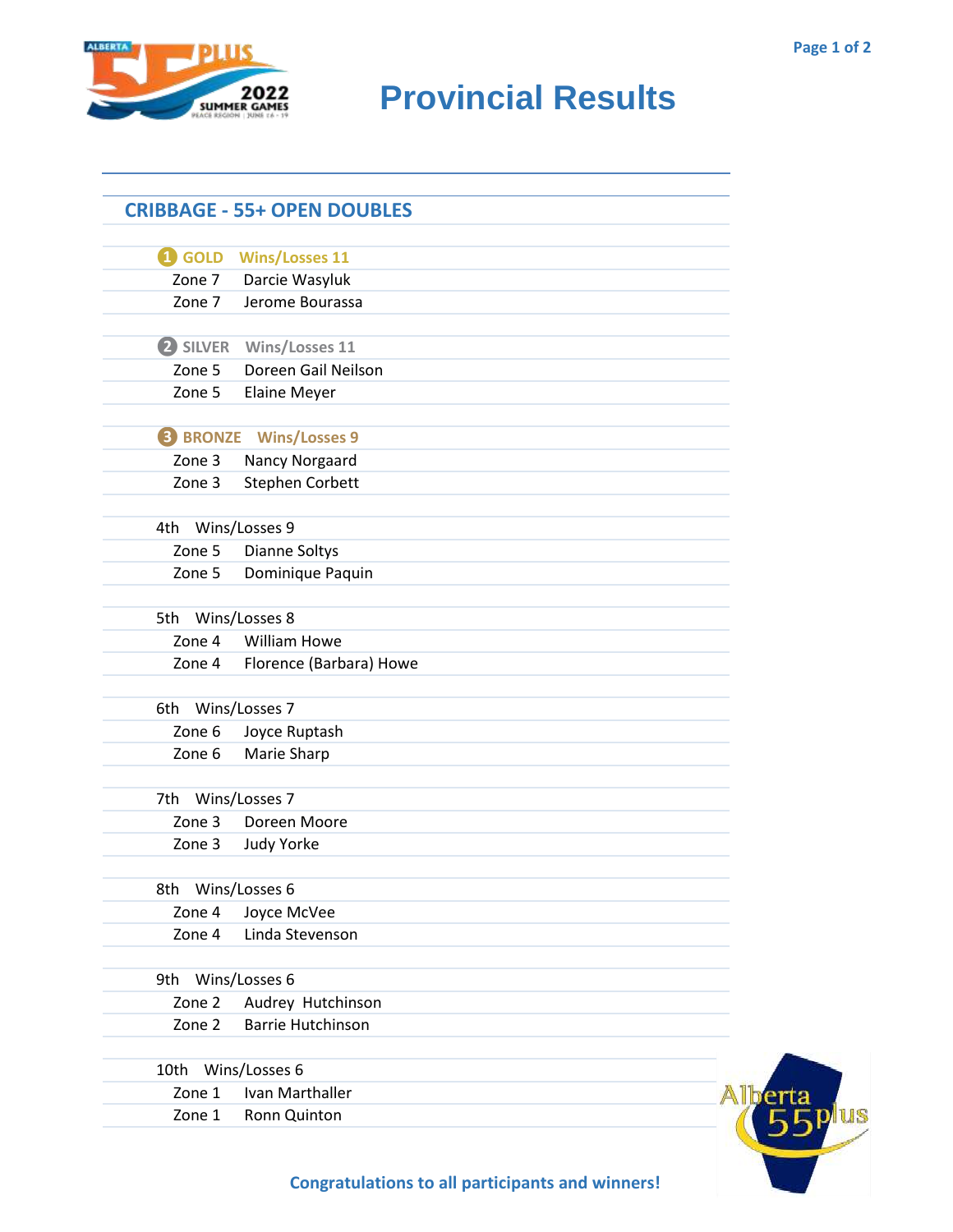# Provincial Results

## CRIBBAGE - 55+ OPEN DOUBLES

**1 GOLD Wins/Losses 11**

| | |
|---|---|
| Zone 7 | Darcie Wasyluk |
| Zone 7 | Jerome Bourassa |

**2 SILVER Wins/Losses 11**

| | |
|---|---|
| Zone 5 | Doreen Gail Neilson |
| Zone 5 | Elaine Meyer |

**3 BRONZE Wins/Losses 9**

| | |
|---|---|
| Zone 3 | Nancy Norgaard |
| Zone 3 | Stephen Corbett |

4th Wins/Losses 9

| | |
|---|---|
| Zone 5 | Dianne Soltys |
| Zone 5 | Dominique Paquin |

5th Wins/Losses 8

| | |
|---|---|
| Zone 4 | William Howe |
| Zone 4 | Florence (Barbara) Howe |

6th Wins/Losses 7

| | |
|---|---|
| Zone 6 | Joyce Ruptash |
| Zone 6 | Marie Sharp |

7th Wins/Losses 7

| | |
|---|---|
| Zone 3 | Doreen Moore |
| Zone 3 | Judy Yorke |

8th Wins/Losses 6

| | |
|---|---|
| Zone 4 | Joyce McVee |
| Zone 4 | Linda Stevenson |

9th Wins/Losses 6

| | |
|---|---|
| Zone 2 | Audrey Hutchinson |
| Zone 2 | Barrie Hutchinson |

10th Wins/Losses 6

| | |
|---|---|
| Zone 1 | Ivan Marthaller |
| Zone 1 | Ronn Quinton |

**Congratulations to all participants and winners!**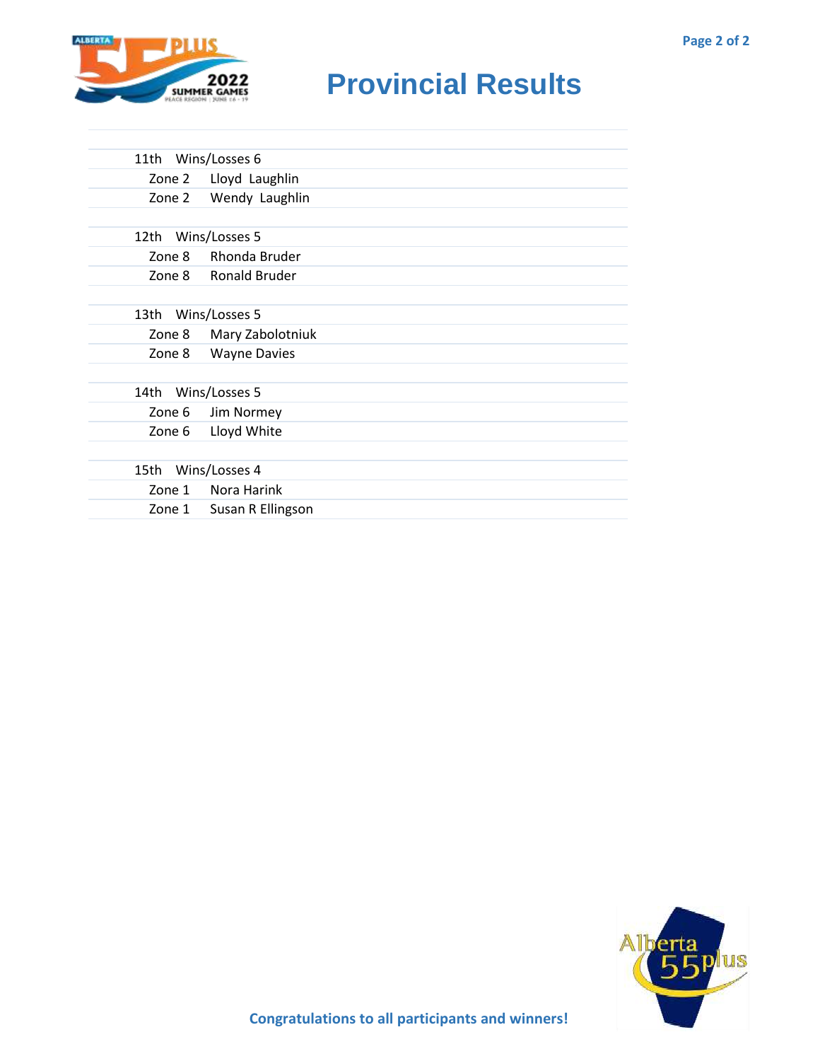# Provincial Results

| | |
|---|---|
| 11th | Wins/Losses 6 |
| Zone 2 | Lloyd Laughlin |
| Zone 2 | Wendy Laughlin |
| | |
| 12th | Wins/Losses 5 |
| Zone 8 | Rhonda Bruder |
| Zone 8 | Ronald Bruder |
| | |
| 13th | Wins/Losses 5 |
| Zone 8 | Mary Zabolotniuk |
| Zone 8 | Wayne Davies |
| | |
| 14th | Wins/Losses 5 |
| Zone 6 | Jim Normey |
| Zone 6 | Lloyd White |
| | |
| 15th | Wins/Losses 4 |
| Zone 1 | Nora Harink |
| Zone 1 | Susan R Ellingson |

**Congratulations to all participants and winners!**